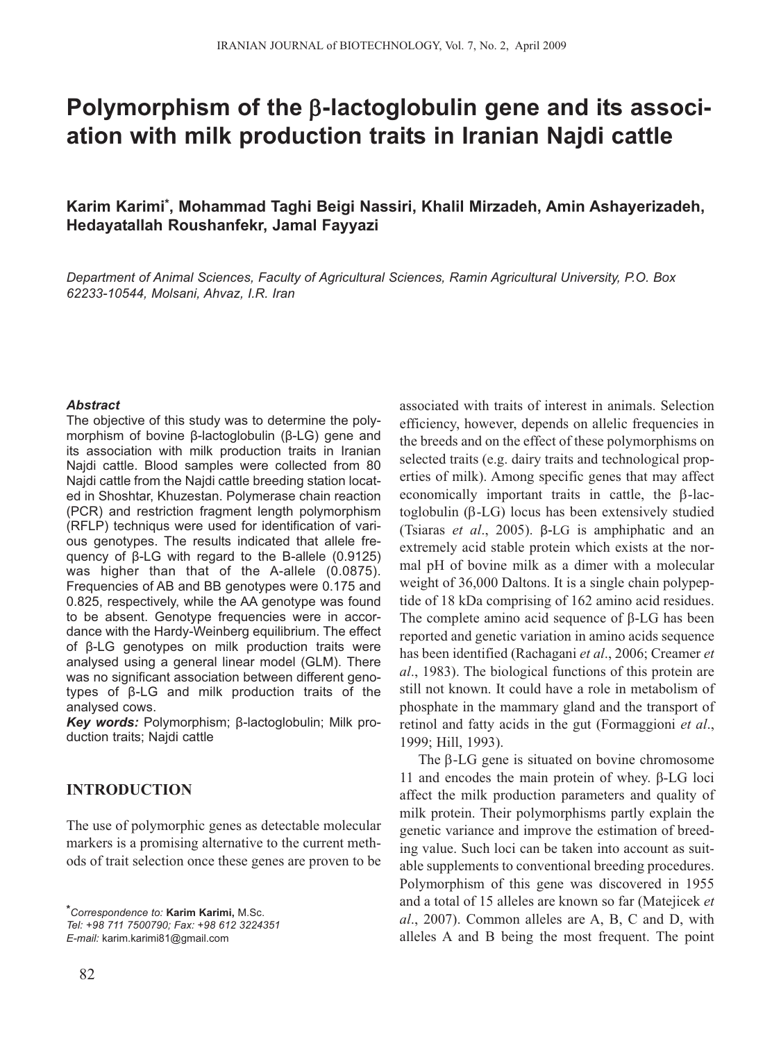# Polymorphism of the β-lactoglobulin gene and its association with milk production traits in Iranian Najdi cattle

**Karim Karimi*, Mohammad Taghi Beigi Nassiri, Khalil Mirzadeh, Amin Ashayerizadeh, Hedayatallah Roushanfekr, Jamal Fayyazi**

*Department of Animal Sciences, Faculty of Agricultural Sciences, Ramin Agricultural University, P.O. Box 62233-10544, Molsani, Ahvaz, I.R. Iran*

***Abstract***

The objective of this study was to determine the polymorphism of bovine β-lactoglobulin (β-LG) gene and its association with milk production traits in Iranian Najdi cattle. Blood samples were collected from 80 Najdi cattle from the Najdi cattle breeding station located in Shoshtar, Khuzestan. Polymerase chain reaction (PCR) and restriction fragment length polymorphism (RFLP) techniqus were used for identification of various genotypes. The results indicated that allele frequency of β-LG with regard to the B-allele (0.9125) was higher than that of the A-allele (0.0875). Frequencies of AB and BB genotypes were 0.175 and 0.825, respectively, while the AA genotype was found to be absent. Genotype frequencies were in accordance with the Hardy-Weinberg equilibrium. The effect of β-LG genotypes on milk production traits were analysed using a general linear model (GLM). There was no significant association between different genotypes of β-LG and milk production traits of the analysed cows.

***Key words:*** Polymorphism; β-lactoglobulin; Milk production traits; Najdi cattle

## INTRODUCTION

The use of polymorphic genes as detectable molecular markers is a promising alternative to the current methods of trait selection once these genes are proven to be associated with traits of interest in animals. Selection efficiency, however, depends on allelic frequencies in the breeds and on the effect of these polymorphisms on selected traits (e.g. dairy traits and technological properties of milk). Among specific genes that may affect economically important traits in cattle, the β-lactoglobulin (β-LG) locus has been extensively studied (Tsiaras *et al*., 2005). β-LG is amphiphatic and an extremely acid stable protein which exists at the normal pH of bovine milk as a dimer with a molecular weight of 36,000 Daltons. It is a single chain polypeptide of 18 kDa comprising of 162 amino acid residues. The complete amino acid sequence of β-LG has been reported and genetic variation in amino acids sequence has been identified (Rachagani *et al*., 2006; Creamer *et al*., 1983). The biological functions of this protein are still not known. It could have a role in metabolism of phosphate in the mammary gland and the transport of retinol and fatty acids in the gut (Formaggioni *et al*., 1999; Hill, 1993).

The β-LG gene is situated on bovine chromosome 11 and encodes the main protein of whey. β-LG loci affect the milk production parameters and quality of milk protein. Their polymorphisms partly explain the genetic variance and improve the estimation of breeding value. Such loci can be taken into account as suitable supplements to conventional breeding procedures. Polymorphism of this gene was discovered in 1955 and a total of 15 alleles are known so far (Matejicek *et al*., 2007). Common alleles are A, B, C and D, with alleles A and B being the most frequent. The point

*Correspondence to: **Karim Karimi,** M.Sc.
*Tel: +98 711 7500790; Fax: +98 612 3224351*
*E-mail:* karim.karimi81@gmail.com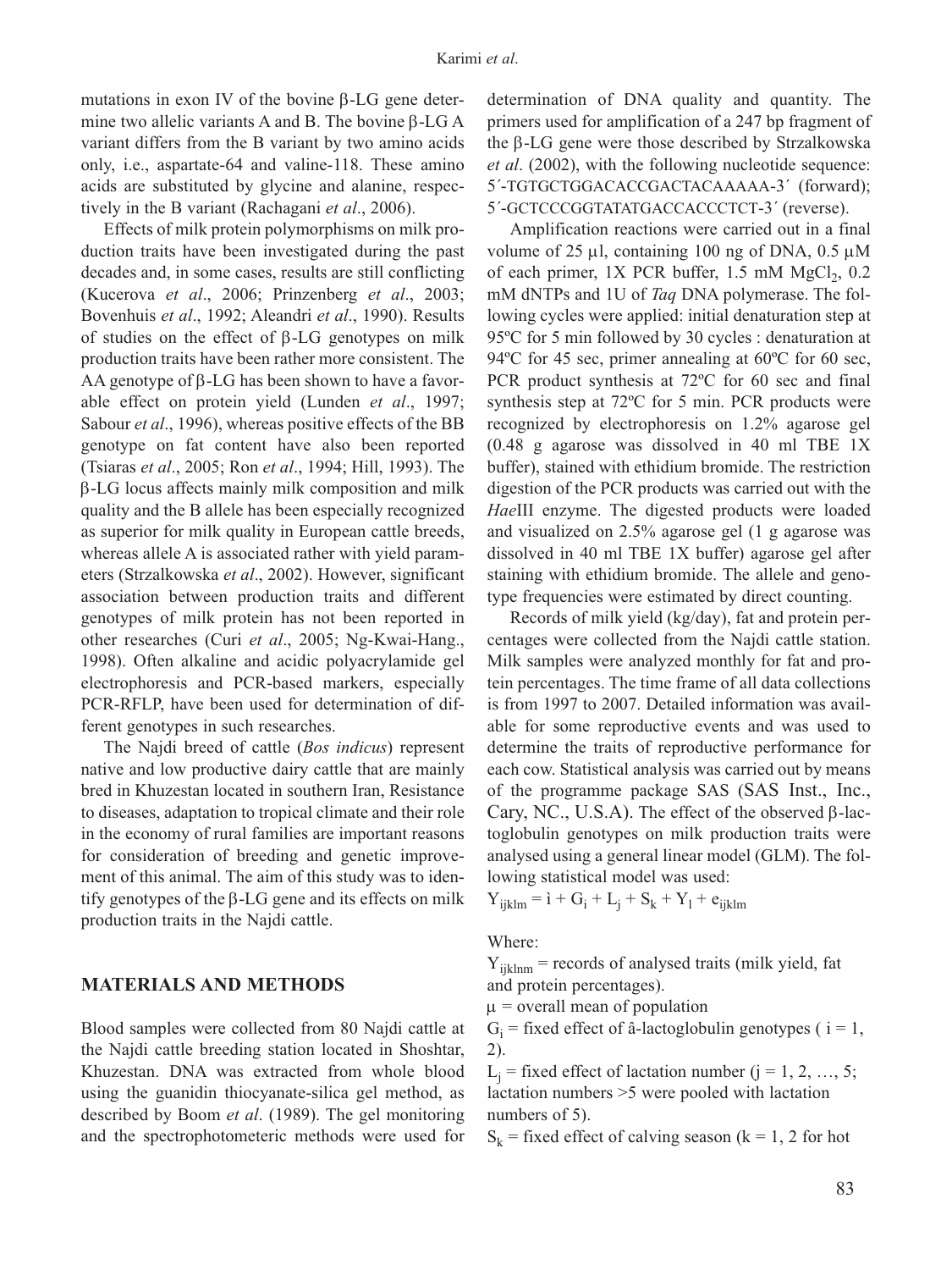mutations in exon IV of the bovine β-LG gene determine two allelic variants A and B. The bovine β-LG A variant differs from the B variant by two amino acids only, i.e., aspartate-64 and valine-118. These amino acids are substituted by glycine and alanine, respectively in the B variant (Rachagani *et al*., 2006).

Effects of milk protein polymorphisms on milk production traits have been investigated during the past decades and, in some cases, results are still conflicting (Kucerova *et al*., 2006; Prinzenberg *et al*., 2003; Bovenhuis *et al*., 1992; Aleandri *et al*., 1990). Results of studies on the effect of β-LG genotypes on milk production traits have been rather more consistent. The AA genotype of β-LG has been shown to have a favorable effect on protein yield (Lunden *et al*., 1997; Sabour *et al*., 1996), whereas positive effects of the BB genotype on fat content have also been reported (Tsiaras *et al*., 2005; Ron *et al*., 1994; Hill, 1993). The β-LG locus affects mainly milk composition and milk quality and the B allele has been especially recognized as superior for milk quality in European cattle breeds, whereas allele A is associated rather with yield parameters (Strzalkowska *et al*., 2002). However, significant association between production traits and different genotypes of milk protein has not been reported in other researches (Curi *et al*., 2005; Ng-Kwai-Hang., 1998). Often alkaline and acidic polyacrylamide gel electrophoresis and PCR-based markers, especially PCR-RFLP, have been used for determination of different genotypes in such researches.

The Najdi breed of cattle (*Bos indicus*) represent native and low productive dairy cattle that are mainly bred in Khuzestan located in southern Iran, Resistance to diseases, adaptation to tropical climate and their role in the economy of rural families are important reasons for consideration of breeding and genetic improvement of this animal. The aim of this study was to identify genotypes of the β-LG gene and its effects on milk production traits in the Najdi cattle.

## MATERIALS AND METHODS

Blood samples were collected from 80 Najdi cattle at the Najdi cattle breeding station located in Shoshtar, Khuzestan. DNA was extracted from whole blood using the guanidin thiocyanate-silica gel method, as described by Boom *et al*. (1989). The gel monitoring and the spectrophotometeric methods were used for determination of DNA quality and quantity. The primers used for amplification of a 247 bp fragment of the β-LG gene were those described by Strzalkowska *et al*. (2002), with the following nucleotide sequence: 5´-TGTGCTGGACACCGACTACAAAAA-3´ (forward); 5´-GCTCCCGGTATATGACCACCCTCT-3´ (reverse).

Amplification reactions were carried out in a final volume of 25 µl, containing 100 ng of DNA, 0.5 µM of each primer, 1X PCR buffer, 1.5 mM $MgCl_2$, 0.2 mM dNTPs and 1U of *Taq* DNA polymerase. The following cycles were applied: initial denaturation step at 95ºC for 5 min followed by 30 cycles : denaturation at 94ºC for 45 sec, primer annealing at 60ºC for 60 sec, PCR product synthesis at 72ºC for 60 sec and final synthesis step at 72ºC for 5 min. PCR products were recognized by electrophoresis on 1.2% agarose gel (0.48 g agarose was dissolved in 40 ml TBE 1X buffer), stained with ethidium bromide. The restriction digestion of the PCR products was carried out with the *Hae*III enzyme. The digested products were loaded and visualized on 2.5% agarose gel (1 g agarose was dissolved in 40 ml TBE 1X buffer) agarose gel after staining with ethidium bromide. The allele and genotype frequencies were estimated by direct counting.

Records of milk yield (kg/day), fat and protein percentages were collected from the Najdi cattle station. Milk samples were analyzed monthly for fat and protein percentages. The time frame of all data collections is from 1997 to 2007. Detailed information was available for some reproductive events and was used to determine the traits of reproductive performance for each cow. Statistical analysis was carried out by means of the programme package SAS (SAS Inst., Inc., Cary, NC., U.S.A). The effect of the observed β-lactoglobulin genotypes on milk production traits were analysed using a general linear model (GLM). The following statistical model was used:

$Y_{ijklm} = ì + G_i + L_j + S_k + Y_l + e_{ijklm}$

Where:

$Y_{ijklnm}$ = records of analysed traits (milk yield, fat and protein percentages).

$\mu$ = overall mean of population

$G_i$ = fixed effect of â-lactoglobulin genotypes ( i = 1, 2).

$L_j$ = fixed effect of lactation number (j = 1, 2, …, 5; lactation numbers >5 were pooled with lactation numbers of 5).

$S_k$ = fixed effect of calving season (k = 1, 2 for hot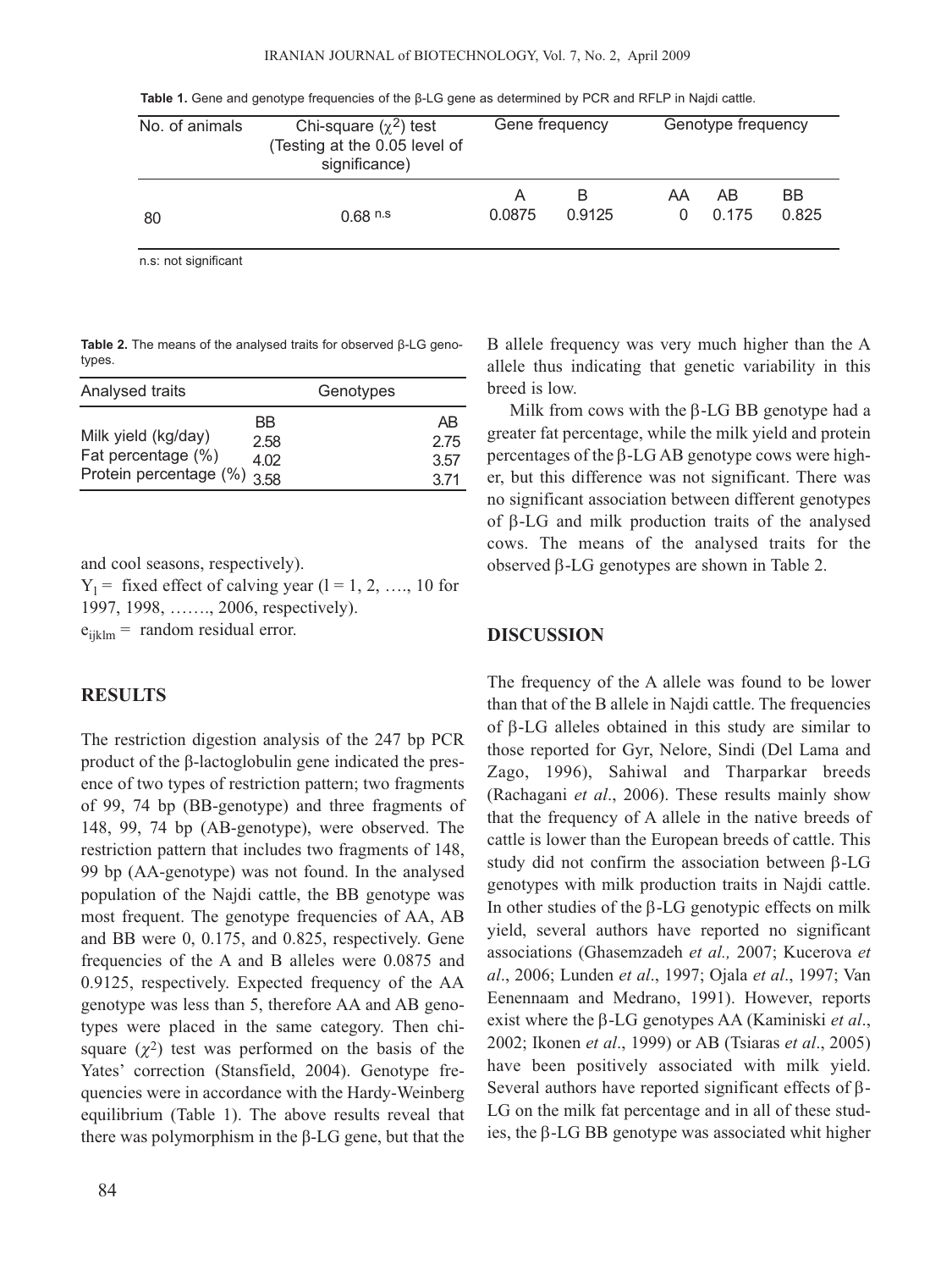**Table 1.** Gene and genotype frequencies of the β-LG gene as determined by PCR and RFLP in Najdi cattle.

| No. of animals | Chi-square ($\chi^2$) test (Testing at the 0.05 level of significance) | Gene frequency | | Genotype frequency | | |
|---|---|---|---|---|---|---|
| | | A | B | AA | AB | BB |
| 80 | 0.68 n.s | 0.0875 | 0.9125 | 0 | 0.175 | 0.825 |

n.s: not significant

**Table 2.** The means of the analysed traits for observed β-LG genotypes.

| Analysed traits | Genotypes | |
|---|---|---|
| | BB | AB |
| Milk yield (kg/day) | 2.58 | 2.75 |
| Fat percentage (%) | 4.02 | 3.57 |
| Protein percentage (%) | 3.58 | 3.71 |

and cool seasons, respectively).

$Y_l$ = fixed effect of calving year (l = 1, 2, …., 10 for 1997, 1998, ……., 2006, respectively).

$e_{ijklm}$ = random residual error.

## RESULTS

The restriction digestion analysis of the 247 bp PCR product of the β-lactoglobulin gene indicated the presence of two types of restriction pattern; two fragments of 99, 74 bp (BB-genotype) and three fragments of 148, 99, 74 bp (AB-genotype), were observed. The restriction pattern that includes two fragments of 148, 99 bp (AA-genotype) was not found. In the analysed population of the Najdi cattle, the BB genotype was most frequent. The genotype frequencies of AA, AB and BB were 0, 0.175, and 0.825, respectively. Gene frequencies of the A and B alleles were 0.0875 and 0.9125, respectively. Expected frequency of the AA genotype was less than 5, therefore AA and AB genotypes were placed in the same category. Then chi-square ($\chi^2$) test was performed on the basis of the Yates' correction (Stansfield, 2004). Genotype frequencies were in accordance with the Hardy-Weinberg equilibrium (Table 1). The above results reveal that there was polymorphism in the β-LG gene, but that the B allele frequency was very much higher than the A allele thus indicating that genetic variability in this breed is low.

Milk from cows with the β-LG BB genotype had a greater fat percentage, while the milk yield and protein percentages of the β-LG AB genotype cows were higher, but this difference was not significant. There was no significant association between different genotypes of β-LG and milk production traits of the analysed cows. The means of the analysed traits for the observed β-LG genotypes are shown in Table 2.

## DISCUSSION

The frequency of the A allele was found to be lower than that of the B allele in Najdi cattle. The frequencies of β-LG alleles obtained in this study are similar to those reported for Gyr, Nelore, Sindi (Del Lama and Zago, 1996), Sahiwal and Tharparkar breeds (Rachagani *et al*., 2006). These results mainly show that the frequency of A allele in the native breeds of cattle is lower than the European breeds of cattle. This study did not confirm the association between β-LG genotypes with milk production traits in Najdi cattle. In other studies of the β-LG genotypic effects on milk yield, several authors have reported no significant associations (Ghasemzadeh *et al.,* 2007; Kucerova *et al*., 2006; Lunden *et al*., 1997; Ojala *et al*., 1997; Van Eenennaam and Medrano, 1991). However, reports exist where the β-LG genotypes AA (Kaminiski *et al*., 2002; Ikonen *et al*., 1999) or AB (Tsiaras *et al*., 2005) have been positively associated with milk yield. Several authors have reported significant effects of β-LG on the milk fat percentage and in all of these studies, the β-LG BB genotype was associated whit higher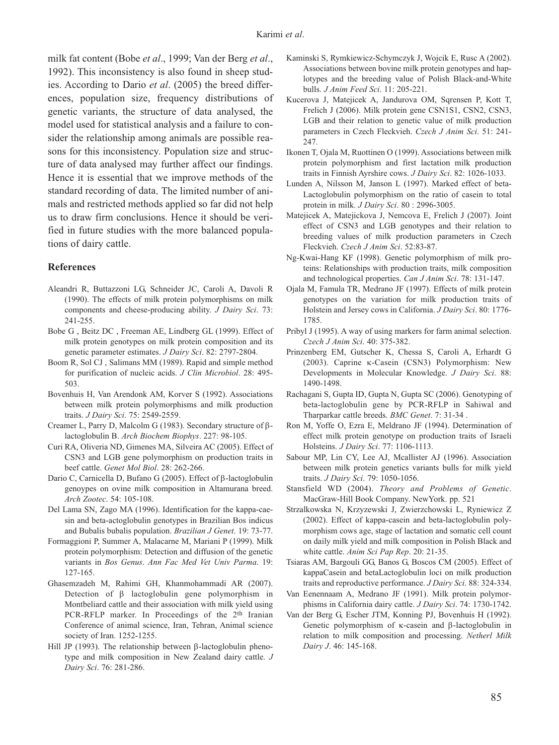milk fat content (Bobe *et al*., 1999; Van der Berg *et al*., 1992). This inconsistency is also found in sheep studies. According to Dario *et al*. (2005) the breed differences, population size, frequency distributions of genetic variants, the structure of data analysed, the model used for statistical analysis and a failure to consider the relationship among animals are possible reasons for this inconsistency. Population size and structure of data analysed may further affect our findings. Hence it is essential that we improve methods of the standard recording of data. The limited number of animals and restricted methods applied so far did not help us to draw firm conclusions. Hence it should be verified in future studies with the more balanced populations of dairy cattle.

## References

Aleandri R, Buttazzoni LG, Schneider JC, Caroli A, Davoli R (1990). The effects of milk protein polymorphisms on milk components and cheese-producing ability. *J Dairy Sci*. 73: 241-255.

Bobe G , Beitz DC , Freeman AE, Lindberg GL (1999). Effect of milk protein genotypes on milk protein composition and its genetic parameter estimates. *J Dairy Sci*. 82: 2797-2804.

Boom R, Sol CJ , Salimans MM (1989). Rapid and simple method for purification of nucleic acids. *J Clin Microbiol*. 28: 495-503.

Bovenhuis H, Van Arendonk AM, Korver S (1992). Associations between milk protein polymorphisms and milk production traits. *J Dairy Sci*. 75: 2549-2559.

Creamer L, Parry D, Malcolm G (1983). Secondary structure of β-lactoglobulin B. *Arch Biochem Biophys*. 227: 98-105.

Curi RA, Oliveria ND, Gimenes MA, Silveira AC (2005). Effect of CSN3 and LGB gene polymorphism on production traits in beef cattle. *Genet Mol Biol*. 28: 262-266.

Dario C, Carnicella D, Bufano G (2005). Effect of β-lactoglobulin genoypes on ovine milk composition in Altamurana breed. *Arch Zootec*. 54: 105-108.

Del Lama SN, Zago MA (1996). Identification for the kappa-caesin and beta-actoglobulin genotypes in Brazilian Bos indicus and Bubalis bubalis population. *Brazilian J Genet*. 19: 73-77.

Formaggioni P, Summer A, Malacarne M, Mariani P (1999). Milk protein polymorphism: Detection and diffusion of the genetic variants in *Bos Genus*. *Ann Fac Med Vet Univ Parma*. 19: 127-165.

Ghasemzadeh M, Rahimi GH, Khanmohammadi AR (2007). Detection of β lactoglobulin gene polymorphism in Montbeliard cattle and their association with milk yield using PCR-RFLP marker. In Proceedings of the 2th Iranian Conference of animal science, Iran, Tehran, Animal science society of Iran. 1252-1255.

Hill JP (1993). The relationship between β-lactoglobulin phenotype and milk composition in New Zealand dairy cattle. *J Dairy Sci*. 76: 281-286.

Kaminski S, Rymkiewicz-Schymczyk J, Wojcik E, Rusc A (2002). Associations between bovine milk protein genotypes and haplotypes and the breeding value of Polish Black-and-White bulls. *J Anim Feed Sci*. 11: 205-221.

Kucerova J, Matejicek A, Jandurova OM, Sqrensen P, Kott T, Frelich J (2006). Milk protein gene CSN1S1, CSN2, CSN3, LGB and their relation to genetic value of milk production parameters in Czech Fleckvieh. *Czech J Anim Sci*. 51: 241-247.

Ikonen T, Ojala M, Ruottinen O (1999). Associations between milk protein polymorphism and first lactation milk production traits in Finnish Ayrshire cows. *J Dairy Sci*. 82: 1026-1033.

Lunden A, Nilsson M, Janson L (1997). Marked effect of beta-Lactoglobulin polymorphism on the ratio of casein to total protein in milk. *J Dairy Sci*. 80 : 2996-3005.

Matejicek A, Matejickova J, Nemcova E, Frelich J (2007). Joint effect of CSN3 and LGB genotypes and their relation to breeding values of milk production parameters in Czech Fleckvieh. *Czech J Anim Sci*. 52:83-87.

Ng-Kwai-Hang KF (1998). Genetic polymorphism of milk proteins: Relationships with production traits, milk composition and technological properties. *Can J Anim Sci*. 78: 131-147.

Ojala M, Famula TR, Medrano JF (1997). Effects of milk protein genotypes on the variation for milk production traits of Holstein and Jersey cows in California. *J Dairy Sci*. 80: 1776-1785.

Pribyl J (1995). A way of using markers for farm animal selection. *Czech J Anim Sci*. 40: 375-382.

Prinzenberg EM, Gutscher K, Chessa S, Caroli A, Erhardt G (2003). Caprine κ-Casein (CSN3) Polymorphism: New Developments in Molecular Knowledge. *J Dairy Sci*. 88: 1490-1498.

Rachagani S, Gupta ID, Gupta N, Gupta SC (2006). Genotyping of beta-lactoglobulin gene by PCR-RFLP in Sahiwal and Tharparkar cattle breeds. *BMC Genet*. 7: 31-34 .

Ron M, Yoffe O, Ezra E, Meldrano JF (1994). Determination of effect milk protein genotype on production traits of Israeli Holsteins. *J Dairy Sci*. 77: 1106-1113.

Sabour MP, Lin CY, Lee AJ, Mcallister AJ (1996). Association between milk protein genetics variants bulls for milk yield traits. *J Dairy Sci*. 79: 1050-1056.

Stansfield WD (2004). *Theory and Problems of Genetic*. MacGraw-Hill Book Company. NewYork. pp. 521

Strzalkowska N, Krzyzewski J, Zwierzchowski L, Ryniewicz Z (2002). Effect of kappa-casein and beta-lactoglobulin polymorphism cows age, stage of lactation and somatic cell count on daily milk yield and milk composition in Polish Black and white cattle. *Anim Sci Pap Rep*. 20: 21-35.

Tsiaras AM, Bargouli GG, Banos G, Boscos CM (2005). Effect of kappaCasein and betaLactoglobulin loci on milk production traits and reproductive performance. *J Dairy Sci*. 88: 324-334.

Van Eenennaam A, Medrano JF (1991). Milk protein polymorphisms in California dairy cattle. *J Dairy Sci*. 74: 1730-1742.

Van der Berg G, Escher JTM, Konning PJ, Bovenhuis H (1992). Genetic polymorphism of κ-casein and β-lactoglobulin in relation to milk composition and processing. *Netherl Milk Dairy J*. 46: 145-168.